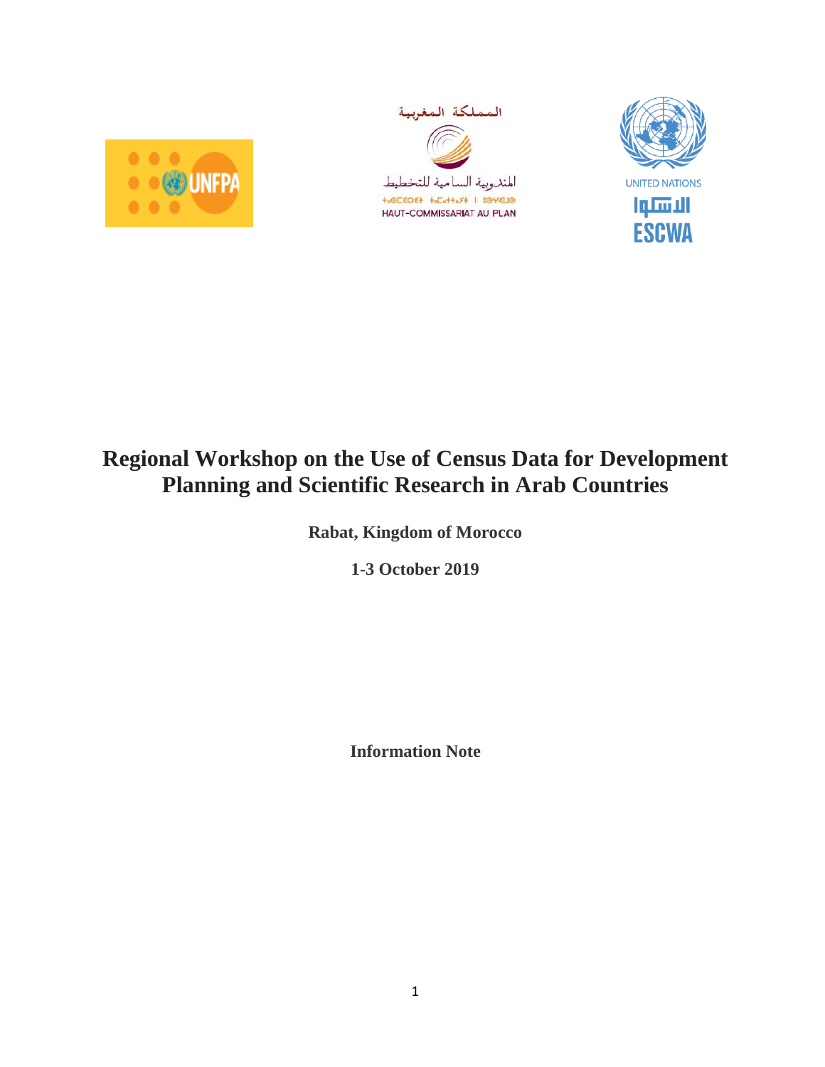# Regional Workshop on the Use of Census Data for Development Planning and Scientific Research in Arab Countries

**Rabat, Kingdom of Morocco**

**1-3 October 2019**

**Information Note**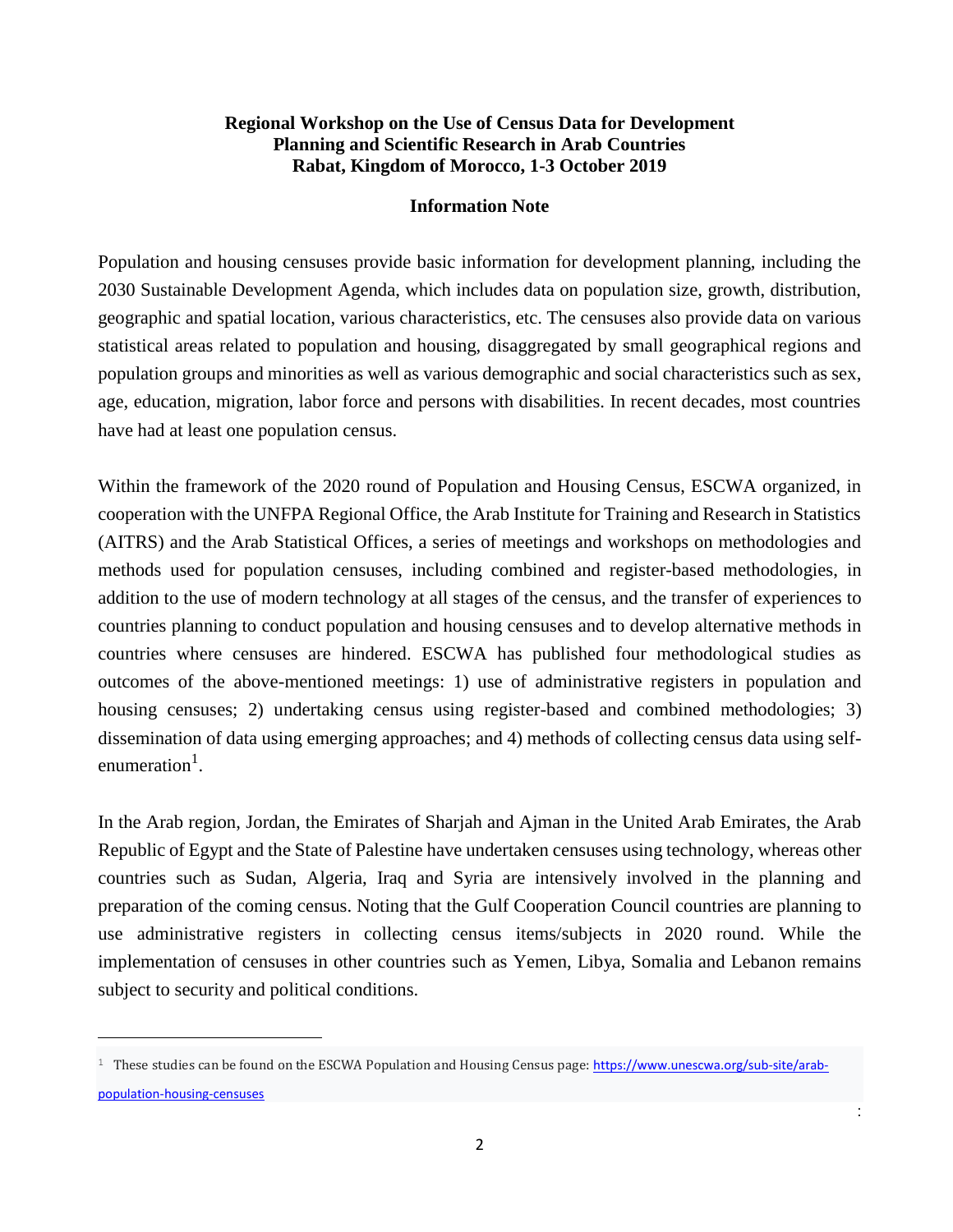**Regional Workshop on the Use of Census Data for Development Planning and Scientific Research in Arab Countries**
**Rabat, Kingdom of Morocco, 1-3 October 2019**

**Information Note**

Population and housing censuses provide basic information for development planning, including the 2030 Sustainable Development Agenda, which includes data on population size, growth, distribution, geographic and spatial location, various characteristics, etc. The censuses also provide data on various statistical areas related to population and housing, disaggregated by small geographical regions and population groups and minorities as well as various demographic and social characteristics such as sex, age, education, migration, labor force and persons with disabilities. In recent decades, most countries have had at least one population census.

Within the framework of the 2020 round of Population and Housing Census, ESCWA organized, in cooperation with the UNFPA Regional Office, the Arab Institute for Training and Research in Statistics (AITRS) and the Arab Statistical Offices, a series of meetings and workshops on methodologies and methods used for population censuses, including combined and register-based methodologies, in addition to the use of modern technology at all stages of the census, and the transfer of experiences to countries planning to conduct population and housing censuses and to develop alternative methods in countries where censuses are hindered. ESCWA has published four methodological studies as outcomes of the above-mentioned meetings: 1) use of administrative registers in population and housing censuses; 2) undertaking census using register-based and combined methodologies; 3) dissemination of data using emerging approaches; and 4) methods of collecting census data using self-enumeration[1].

In the Arab region, Jordan, the Emirates of Sharjah and Ajman in the United Arab Emirates, the Arab Republic of Egypt and the State of Palestine have undertaken censuses using technology, whereas other countries such as Sudan, Algeria, Iraq and Syria are intensively involved in the planning and preparation of the coming census. Noting that the Gulf Cooperation Council countries are planning to use administrative registers in collecting census items/subjects in 2020 round. While the implementation of censuses in other countries such as Yemen, Libya, Somalia and Lebanon remains subject to security and political conditions.

---

[1] These studies can be found on the ESCWA Population and Housing Census page: https://www.unescwa.org/sub-site/arab-population-housing-censuses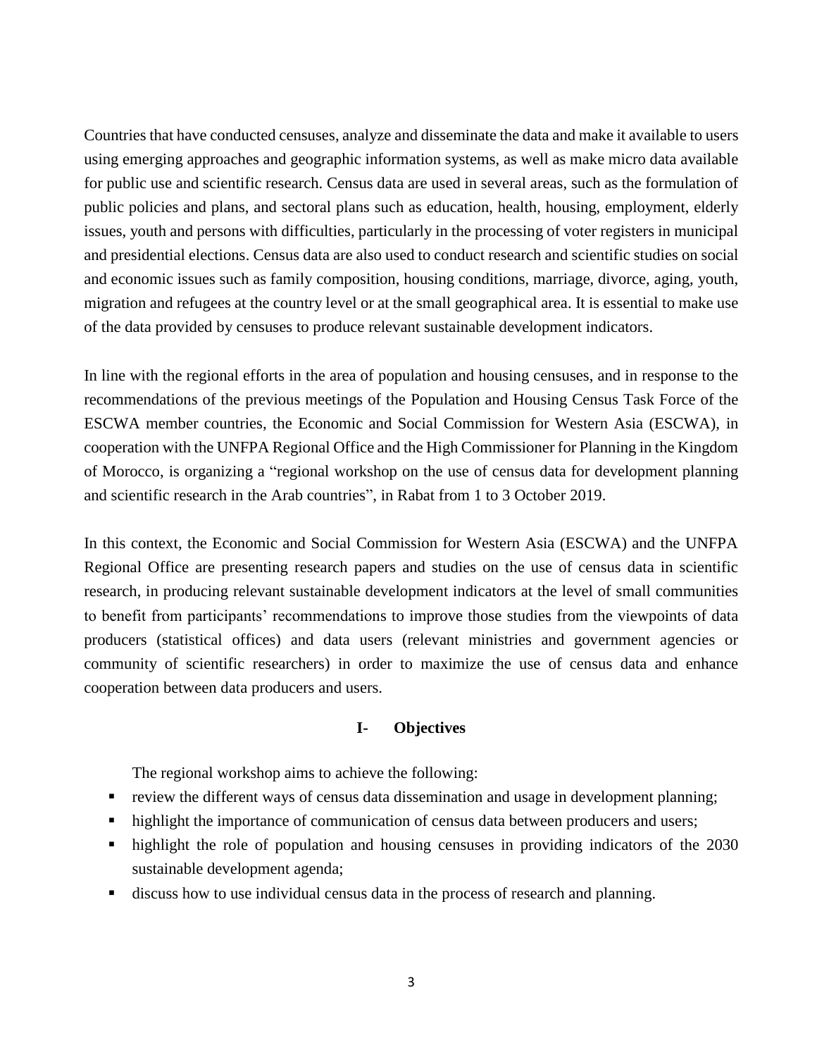Countries that have conducted censuses, analyze and disseminate the data and make it available to users using emerging approaches and geographic information systems, as well as make micro data available for public use and scientific research. Census data are used in several areas, such as the formulation of public policies and plans, and sectoral plans such as education, health, housing, employment, elderly issues, youth and persons with difficulties, particularly in the processing of voter registers in municipal and presidential elections. Census data are also used to conduct research and scientific studies on social and economic issues such as family composition, housing conditions, marriage, divorce, aging, youth, migration and refugees at the country level or at the small geographical area. It is essential to make use of the data provided by censuses to produce relevant sustainable development indicators.

In line with the regional efforts in the area of population and housing censuses, and in response to the recommendations of the previous meetings of the Population and Housing Census Task Force of the ESCWA member countries, the Economic and Social Commission for Western Asia (ESCWA), in cooperation with the UNFPA Regional Office and the High Commissioner for Planning in the Kingdom of Morocco, is organizing a "regional workshop on the use of census data for development planning and scientific research in the Arab countries", in Rabat from 1 to 3 October 2019.

In this context, the Economic and Social Commission for Western Asia (ESCWA) and the UNFPA Regional Office are presenting research papers and studies on the use of census data in scientific research, in producing relevant sustainable development indicators at the level of small communities to benefit from participants' recommendations to improve those studies from the viewpoints of data producers (statistical offices) and data users (relevant ministries and government agencies or community of scientific researchers) in order to maximize the use of census data and enhance cooperation between data producers and users.

## I- Objectives

The regional workshop aims to achieve the following:

- review the different ways of census data dissemination and usage in development planning;
- highlight the importance of communication of census data between producers and users;
- highlight the role of population and housing censuses in providing indicators of the 2030 sustainable development agenda;
- discuss how to use individual census data in the process of research and planning.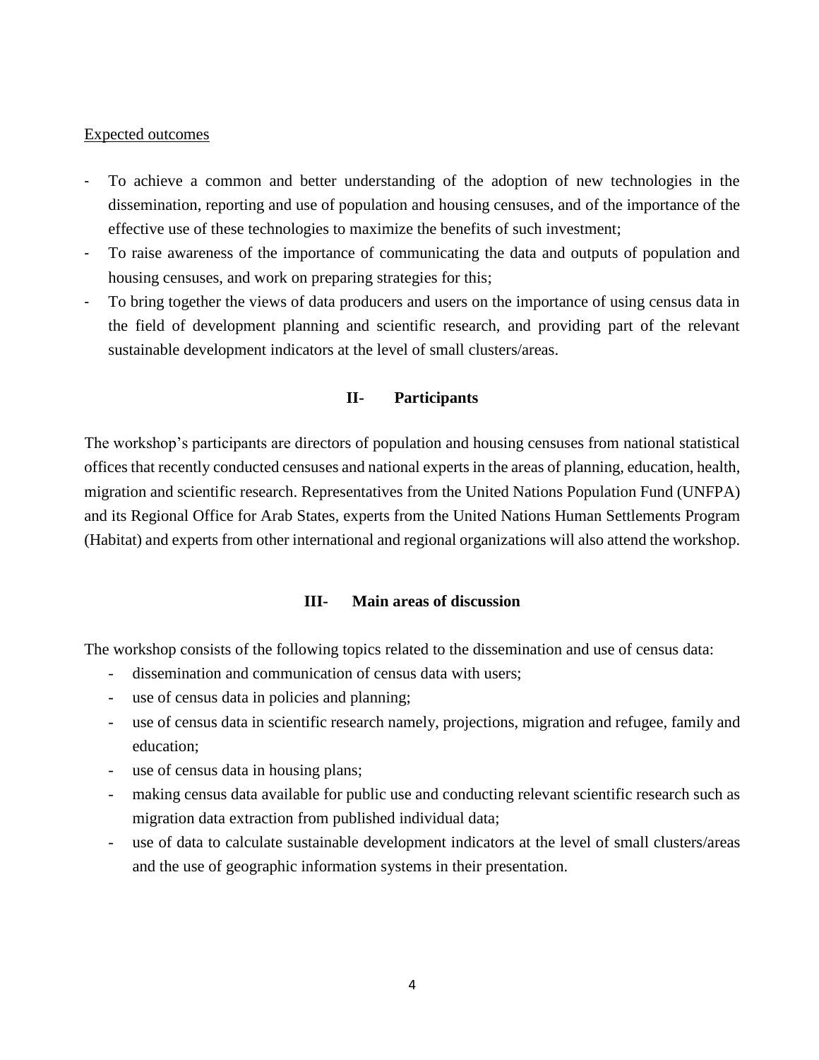Expected outcomes

- To achieve a common and better understanding of the adoption of new technologies in the dissemination, reporting and use of population and housing censuses, and of the importance of the effective use of these technologies to maximize the benefits of such investment;
- To raise awareness of the importance of communicating the data and outputs of population and housing censuses, and work on preparing strategies for this;
- To bring together the views of data producers and users on the importance of using census data in the field of development planning and scientific research, and providing part of the relevant sustainable development indicators at the level of small clusters/areas.

## II- Participants

The workshop's participants are directors of population and housing censuses from national statistical offices that recently conducted censuses and national experts in the areas of planning, education, health, migration and scientific research. Representatives from the United Nations Population Fund (UNFPA) and its Regional Office for Arab States, experts from the United Nations Human Settlements Program (Habitat) and experts from other international and regional organizations will also attend the workshop.

## III- Main areas of discussion

The workshop consists of the following topics related to the dissemination and use of census data:

- dissemination and communication of census data with users;
- use of census data in policies and planning;
- use of census data in scientific research namely, projections, migration and refugee, family and education;
- use of census data in housing plans;
- making census data available for public use and conducting relevant scientific research such as migration data extraction from published individual data;
- use of data to calculate sustainable development indicators at the level of small clusters/areas and the use of geographic information systems in their presentation.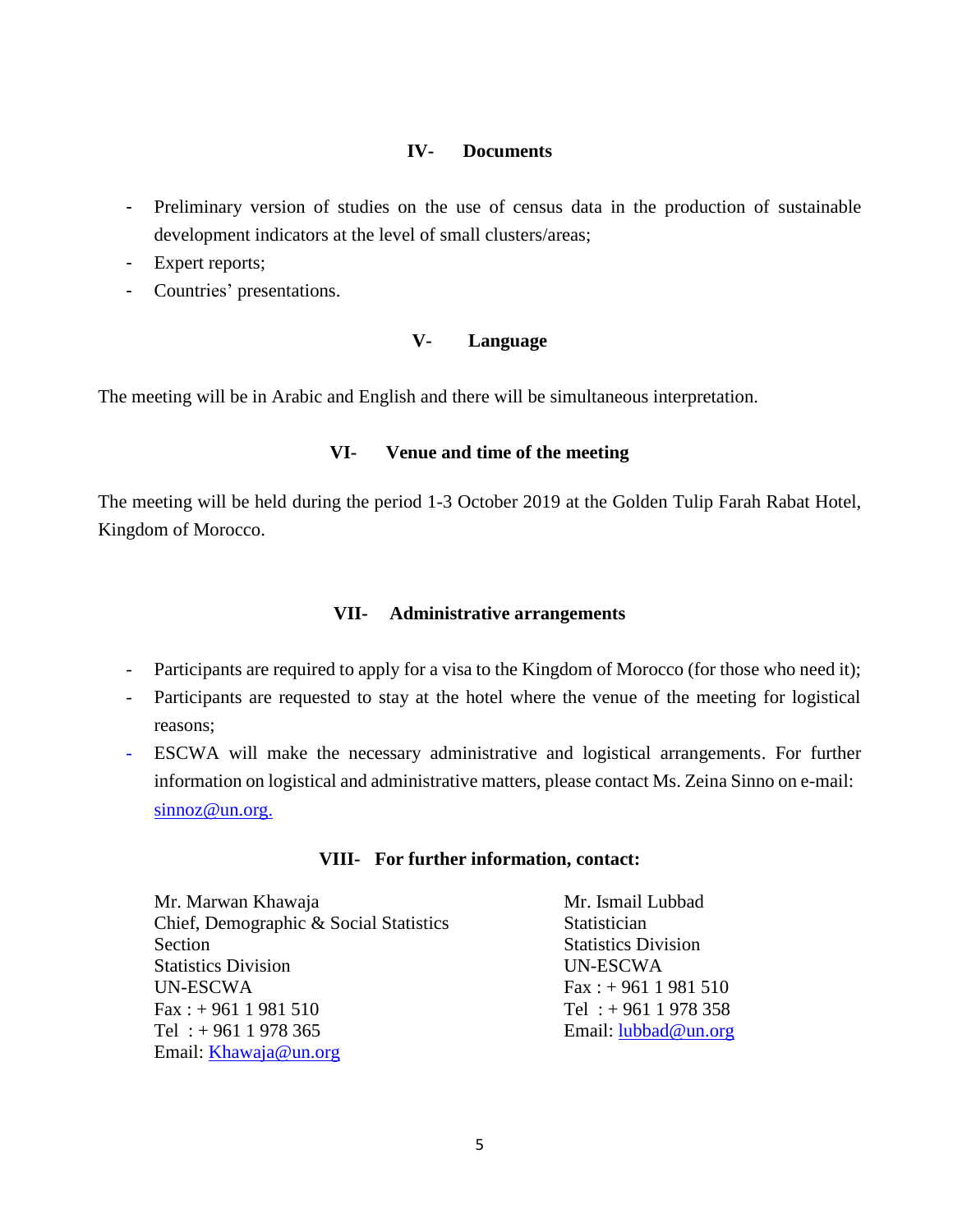## IV- Documents

- Preliminary version of studies on the use of census data in the production of sustainable development indicators at the level of small clusters/areas;
- Expert reports;
- Countries' presentations.

## V- Language

The meeting will be in Arabic and English and there will be simultaneous interpretation.

## VI- Venue and time of the meeting

The meeting will be held during the period 1-3 October 2019 at the Golden Tulip Farah Rabat Hotel, Kingdom of Morocco.

## VII- Administrative arrangements

- Participants are required to apply for a visa to the Kingdom of Morocco (for those who need it);
- Participants are requested to stay at the hotel where the venue of the meeting for logistical reasons;
- ESCWA will make the necessary administrative and logistical arrangements. For further information on logistical and administrative matters, please contact Ms. Zeina Sinno on e-mail: sinnoz@un.org.

## VIII- For further information, contact:

Mr. Marwan Khawaja
Chief, Demographic & Social Statistics Section
Statistics Division
UN-ESCWA
Fax : + 961 1 981 510
Tel : + 961 1 978 365
Email: Khawaja@un.org

Mr. Ismail Lubbad
Statistician
Statistics Division
UN-ESCWA
Fax : + 961 1 981 510
Tel : + 961 1 978 358
Email: lubbad@un.org